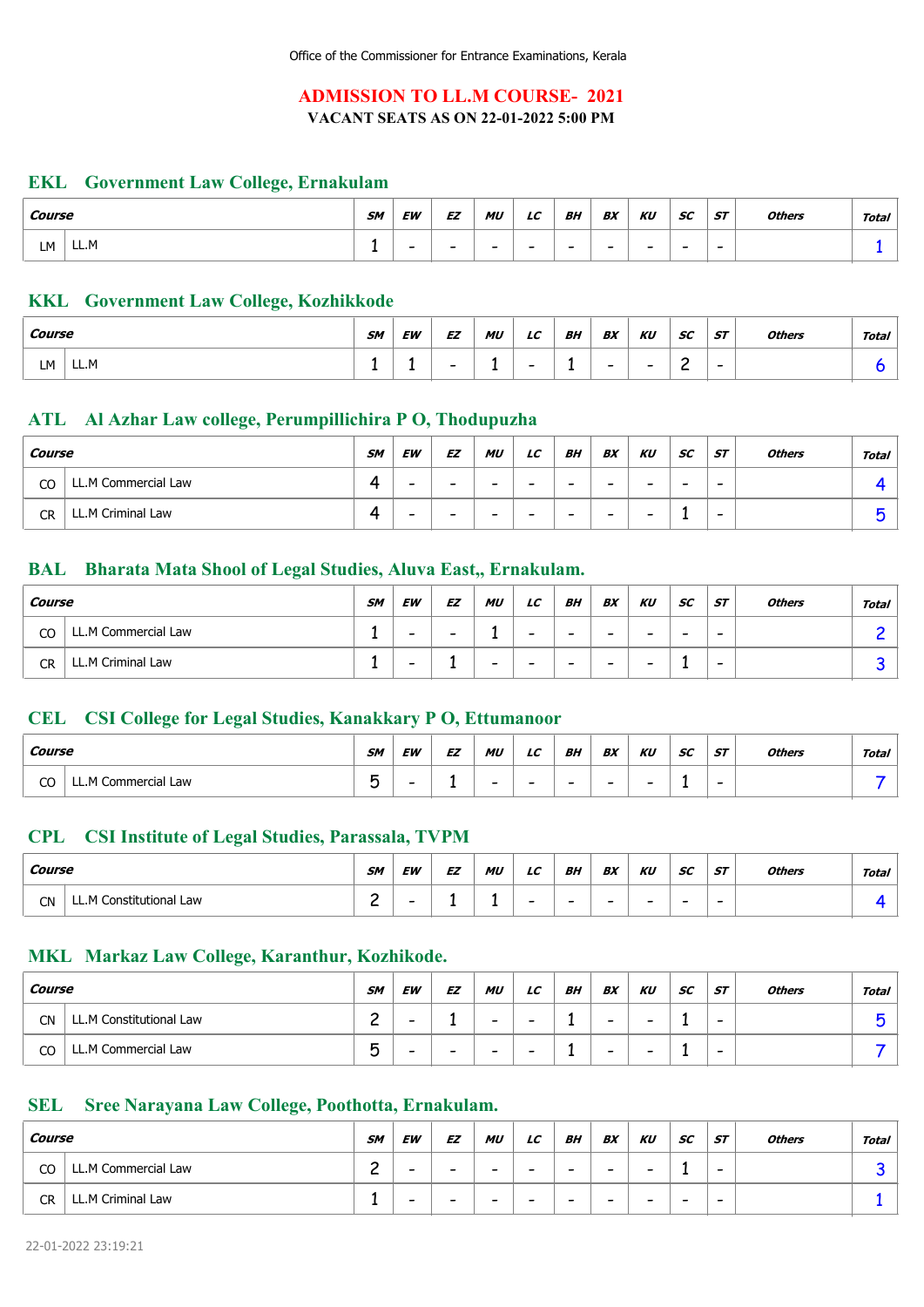Office of the Commissioner for Entrance Examinations, Kerala

# ADMISSION TO LL.M COURSE- 2021

**VACANT SEATS AS ON 22-01-2022 5:00 PM**

## EKL Government Law College, Ernakulam

| Course | | SM | EW | EZ | MU | LC | BH | BX | KU | SC | ST | Others | Total |
|---|---|---|---|---|---|---|---|---|---|---|---|---|---|
| LM | LL.M | 1 | - | - | - | - | - | - | - | - | - | | 1 |

## KKL Government Law College, Kozhikkode

| Course | | SM | EW | EZ | MU | LC | BH | BX | KU | SC | ST | Others | Total |
|---|---|---|---|---|---|---|---|---|---|---|---|---|---|
| LM | LL.M | 1 | 1 | - | 1 | - | 1 | - | - | 2 | - | | 6 |

## ATL Al Azhar Law college, Perumpillichira P O, Thodupuzha

| Course | | SM | EW | EZ | MU | LC | BH | BX | KU | SC | ST | Others | Total |
|---|---|---|---|---|---|---|---|---|---|---|---|---|---|
| CO | LL.M Commercial Law | 4 | - | - | - | - | - | - | - | - | - | | 4 |
| CR | LL.M Criminal Law | 4 | - | - | - | - | - | - | - | 1 | - | | 5 |

## BAL Bharata Mata Shool of Legal Studies, Aluva East,, Ernakulam.

| Course | | SM | EW | EZ | MU | LC | BH | BX | KU | SC | ST | Others | Total |
|---|---|---|---|---|---|---|---|---|---|---|---|---|---|
| CO | LL.M Commercial Law | 1 | - | - | 1 | - | - | - | - | - | - | | 2 |
| CR | LL.M Criminal Law | 1 | - | 1 | - | - | - | - | - | 1 | - | | 3 |

## CEL CSI College for Legal Studies, Kanakkary P O, Ettumanoor

| Course | | SM | EW | EZ | MU | LC | BH | BX | KU | SC | ST | Others | Total |
|---|---|---|---|---|---|---|---|---|---|---|---|---|---|
| CO | LL.M Commercial Law | 5 | - | 1 | - | - | - | - | - | 1 | - | | 7 |

## CPL CSI Institute of Legal Studies, Parassala, TVPM

| Course | | SM | EW | EZ | MU | LC | BH | BX | KU | SC | ST | Others | Total |
|---|---|---|---|---|---|---|---|---|---|---|---|---|---|
| CN | LL.M Constitutional Law | 2 | - | 1 | 1 | - | - | - | - | - | - | | 4 |

## MKL Markaz Law College, Karanthur, Kozhikode.

| Course | | SM | EW | EZ | MU | LC | BH | BX | KU | SC | ST | Others | Total |
|---|---|---|---|---|---|---|---|---|---|---|---|---|---|
| CN | LL.M Constitutional Law | 2 | - | 1 | - | - | 1 | - | - | 1 | - | | 5 |
| CO | LL.M Commercial Law | 5 | - | - | - | - | 1 | - | - | 1 | - | | 7 |

## SEL Sree Narayana Law College, Poothotta, Ernakulam.

| Course | | SM | EW | EZ | MU | LC | BH | BX | KU | SC | ST | Others | Total |
|---|---|---|---|---|---|---|---|---|---|---|---|---|---|
| CO | LL.M Commercial Law | 2 | - | - | - | - | - | - | - | 1 | - | | 3 |
| CR | LL.M Criminal Law | 1 | - | - | - | - | - | - | - | - | - | | 1 |

22-01-2022 23:19:21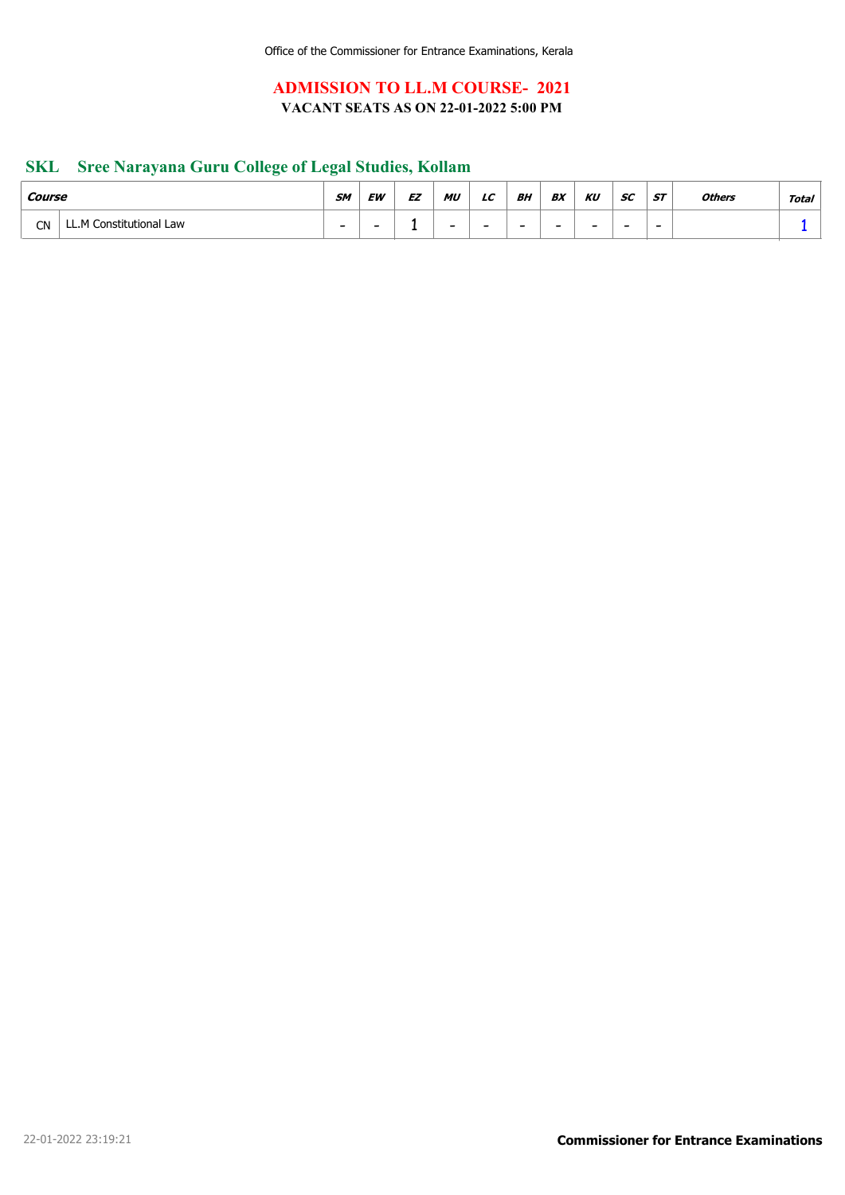Office of the Commissioner for Entrance Examinations, Kerala

## ADMISSION TO LL.M COURSE- 2021

**VACANT SEATS AS ON 22-01-2022 5:00 PM**

### SKL Sree Naryana Guru College of Legal Studies, Kollam

| Course | | SM | EW | EZ | MU | LC | BH | BX | KU | SC | ST | Others | Total |
|---|---|---|---|---|---|---|---|---|---|---|---|---|---|
| CN | LL.M Constitutional Law | - | - | 1 | - | - | - | - | - | - | - | | 1 |

22-01-2022 23:19:21

**Commissioner for Entrance Examinations**